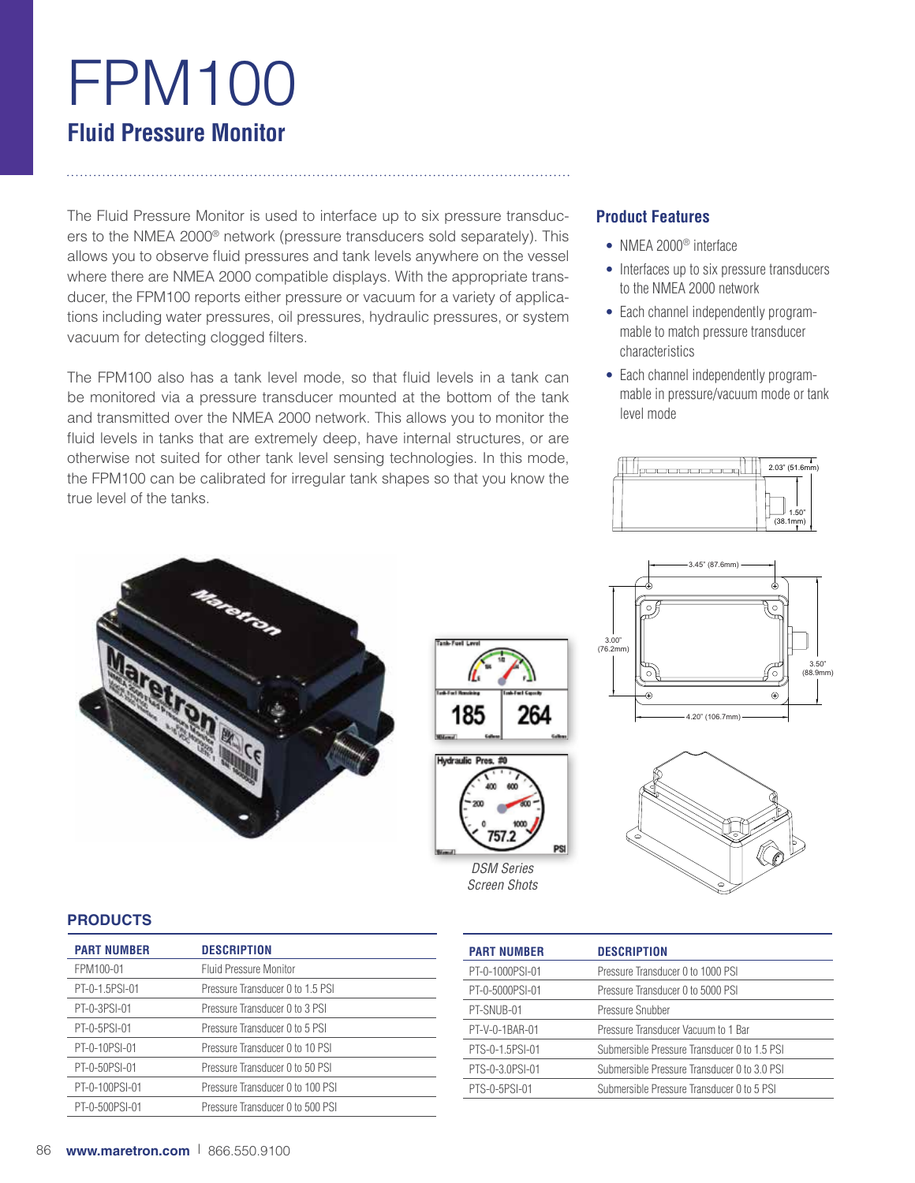# FPM100

## Fluid Pressure Monitor

The Fluid Pressure Monitor is used to interface up to six pressure transducers to the NMEA 2000® network (pressure transducers sold separately). This allows you to observe fluid pressures and tank levels anywhere on the vessel where there are NMEA 2000 compatible displays. With the appropriate transducer, the FPM100 reports either pressure or vacuum for a variety of applications including water pressures, oil pressures, hydraulic pressures, or system vacuum for detecting clogged filters.

The FPM100 also has a tank level mode, so that fluid levels in a tank can be monitored via a pressure transducer mounted at the bottom of the tank and transmitted over the NMEA 2000 network. This allows you to monitor the fluid levels in tanks that are extremely deep, have internal structures, or are otherwise not suited for other tank level sensing technologies. In this mode, the FPM100 can be calibrated for irregular tank shapes so that you know the true level of the tanks.

### Product Features

- NMEA 2000® interface
- Interfaces up to six pressure transducers to the NMEA 2000 network
- Each channel independently programmable to match pressure transducer characteristics
- Each channel independently programmable in pressure/vacuum mode or tank level mode

2.03" (51.6mm)
1.50" (38.1mm)
3.45" (87.6mm)
3.00" (76.2mm)
3.50" (88.9mm)
4.20" (106.7mm)

*DSM Series Screen Shots*

## PRODUCTS

| PART NUMBER | DESCRIPTION |
|---|---|
| FPM100-01 | Fluid Pressure Monitor |
| PT-0-1.5PSI-01 | Pressure Transducer 0 to 1.5 PSI |
| PT-0-3PSI-01 | Pressure Transducer 0 to 3 PSI |
| PT-0-5PSI-01 | Pressure Transducer 0 to 5 PSI |
| PT-0-10PSI-01 | Pressure Transducer 0 to 10 PSI |
| PT-0-50PSI-01 | Pressure Transducer 0 to 50 PSI |
| PT-0-100PSI-01 | Pressure Transducer 0 to 100 PSI |
| PT-0-500PSI-01 | Pressure Transducer 0 to 500 PSI |
| PT-0-1000PSI-01 | Pressure Transducer 0 to 1000 PSI |
| PT-0-5000PSI-01 | Pressure Transducer 0 to 5000 PSI |
| PT-SNUB-01 | Pressure Snubber |
| PT-V-0-1BAR-01 | Pressure Transducer Vacuum to 1 Bar |
| PTS-0-1.5PSI-01 | Submersible Pressure Transducer 0 to 1.5 PSI |
| PTS-0-3.0PSI-01 | Submersible Pressure Transducer 0 to 3.0 PSI |
| PTS-0-5PSI-01 | Submersible Pressure Transducer 0 to 5 PSI |

**www.maretron.com** | 866.550.9100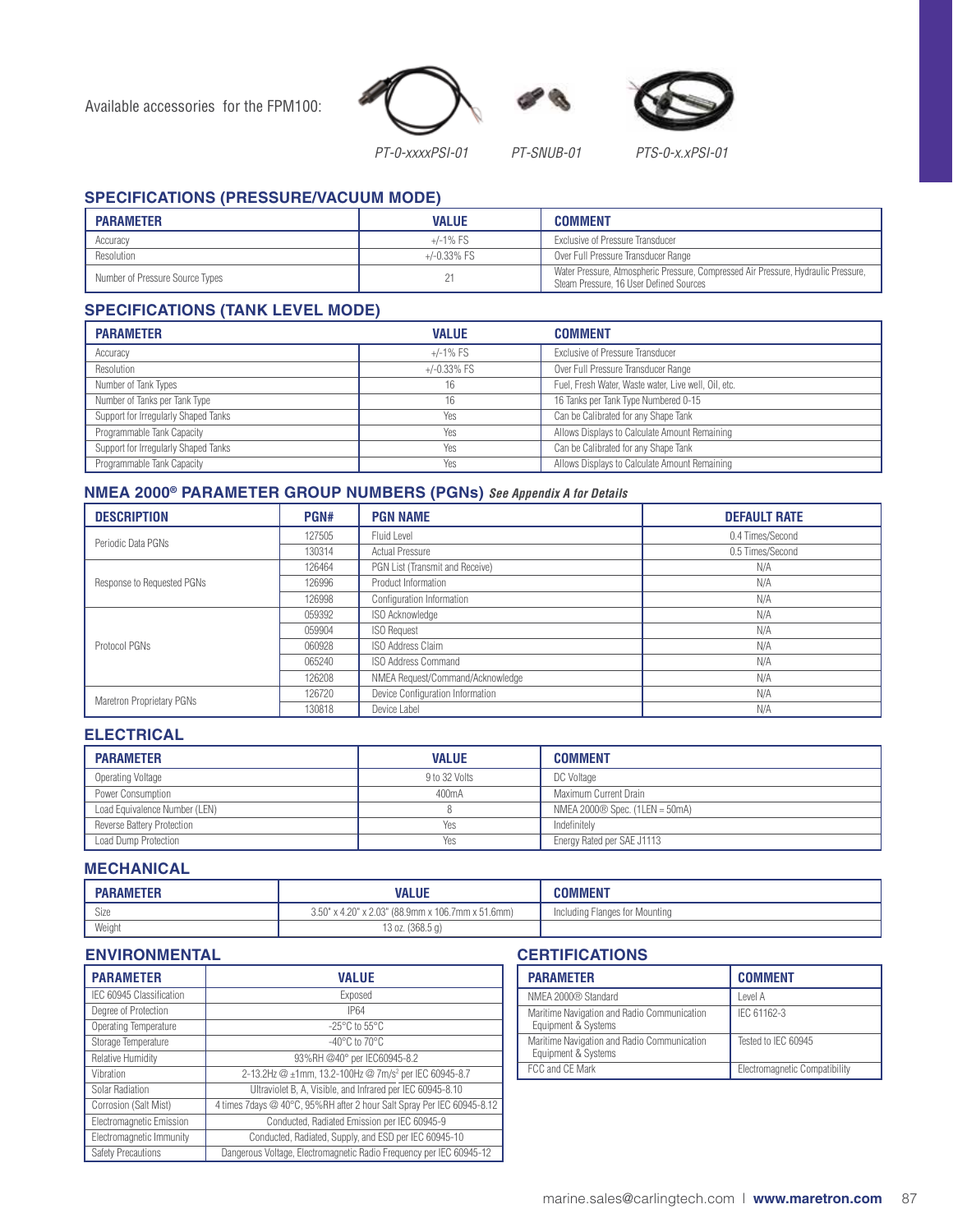Available accessories for the FPM100:

PT-0-xxxxPSI-01 PT-SNUB-01 PTS-0-x.xPSI-01

## SPECIFICATIONS (PRESSURE/VACUUM MODE)

| PARAMETER | VALUE | COMMENT |
|---|---|---|
| Accuracy | +/-1% FS | Exclusive of Pressure Transducer |
| Resolution | +/-0.33% FS | Over Full Pressure Transducer Range |
| Number of Pressure Source Types | 21 | Water Pressure, Atmospheric Pressure, Compressed Air Pressure, Hydraulic Pressure, Steam Pressure, 16 User Defined Sources |

## SPECIFICATIONS (TANK LEVEL MODE)

| PARAMETER | VALUE | COMMENT |
|---|---|---|
| Accuracy | +/-1% FS | Exclusive of Pressure Transducer |
| Resolution | +/-0.33% FS | Over Full Pressure Transducer Range |
| Number of Tank Types | 16 | Fuel, Fresh Water, Waste water, Live well, Oil, etc. |
| Number of Tanks per Tank Type | 16 | 16 Tanks per Tank Type Numbered 0-15 |
| Support for Irregularly Shaped Tanks | Yes | Can be Calibrated for any Shape Tank |
| Programmable Tank Capacity | Yes | Allows Displays to Calculate Amount Remaining |
| Support for Irregularly Shaped Tanks | Yes | Can be Calibrated for any Shape Tank |
| Programmable Tank Capacity | Yes | Allows Displays to Calculate Amount Remaining |

## NMEA 2000® PARAMETER GROUP NUMBERS (PGNs) *See Appendix A for Details*

| DESCRIPTION | PGN# | PGN NAME | DEFAULT RATE |
|---|---|---|---|
| Periodic Data PGNs | 127505 | Fluid Level | 0.4 Times/Second |
| | 130314 | Actual Pressure | 0.5 Times/Second |
| Response to Requested PGNs | 126464 | PGN List (Transmit and Receive) | N/A |
| | 126996 | Product Information | N/A |
| | 126998 | Configuration Information | N/A |
| Protocol PGNs | 059392 | ISO Acknowledge | N/A |
| | 059904 | ISO Request | N/A |
| | 060928 | ISO Address Claim | N/A |
| | 065240 | ISO Address Command | N/A |
| | 126208 | NMEA Request/Command/Acknowledge | N/A |
| Maretron Proprietary PGNs | 126720 | Device Configuration Information | N/A |
| | 130818 | Device Label | N/A |

## ELECTRICAL

| PARAMETER | VALUE | COMMENT |
|---|---|---|
| Operating Voltage | 9 to 32 Volts | DC Voltage |
| Power Consumption | 400mA | Maximum Current Drain |
| Load Equivalence Number (LEN) | 8 | NMEA 2000® Spec. (1LEN = 50mA) |
| Reverse Battery Protection | Yes | Indefinitely |
| Load Dump Protection | Yes | Energy Rated per SAE J1113 |

## MECHANICAL

| PARAMETER | VALUE | COMMENT |
|---|---|---|
| Size | 3.50" x 4.20" x 2.03" (88.9mm x 106.7mm x 51.6mm) | Including Flanges for Mounting |
| Weight | 13 oz. (368.5 g) | |

## ENVIRONMENTAL

| PARAMETER | VALUE |
|---|---|
| IEC 60945 Classification | Exposed |
| Degree of Protection | IP64 |
| Operating Temperature | -25°C to 55°C |
| Storage Temperature | -40°C to 70°C |
| Relative Humidity | 93%RH @40° per IEC60945-8.2 |
| Vibration | 2-13.2Hz @ ±1mm, 13.2-100Hz @ 7m/s$^2$ per IEC 60945-8.7 |
| Solar Radiation | Ultraviolet B, A, Visible, and Infrared per IEC 60945-8.10 |
| Corrosion (Salt Mist) | 4 times 7days @ 40°C, 95%RH after 2 hour Salt Spray Per IEC 60945-8.12 |
| Electromagnetic Emission | Conducted, Radiated Emission per IEC 60945-9 |
| Electromagnetic Immunity | Conducted, Radiated, Supply, and ESD per IEC 60945-10 |
| Safety Precautions | Dangerous Voltage, Electromagnetic Radio Frequency per IEC 60945-12 |

## CERTIFICATIONS

| PARAMETER | COMMENT |
|---|---|
| NMEA 2000® Standard | Level A |
| Maritime Navigation and Radio Communication Equipment & Systems | IEC 61162-3 |
| Maritime Navigation and Radio Communication Equipment & Systems | Tested to IEC 60945 |
| FCC and CE Mark | Electromagnetic Compatibility |

marine.sales@carlingtech.com | **www.maretron.com**